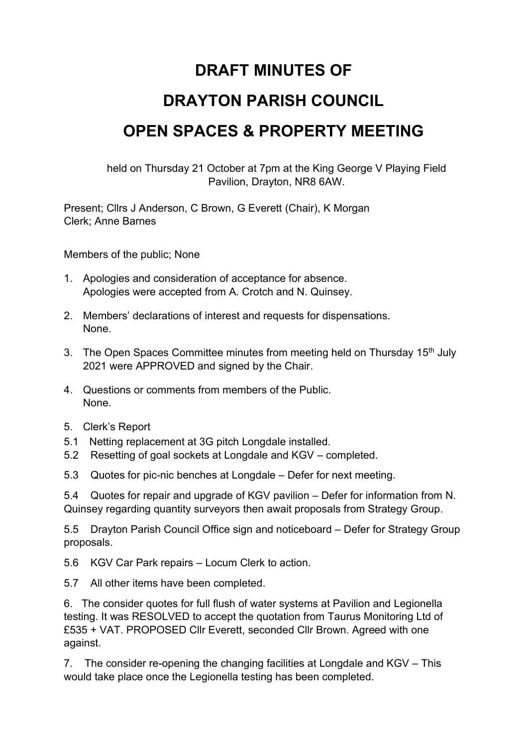# DRAFT MINUTES OF

# DRAYTON PARISH COUNCIL

# OPEN SPACES & PROPERTY MEETING

held on Thursday 21 October at 7pm at the King George V Playing Field Pavilion, Drayton, NR8 6AW.

Present; Cllrs J Anderson, C Brown, G Everett (Chair), K Morgan
Clerk; Anne Barnes

Members of the public; None

1. Apologies and consideration of acceptance for absence.
   Apologies were accepted from A. Crotch and N. Quinsey.

2. Members' declarations of interest and requests for dispensations.
   None.

3. The Open Spaces Committee minutes from meeting held on Thursday 15th July 2021 were APPROVED and signed by the Chair.

4. Questions or comments from members of the Public.
   None.

5. Clerk's Report

5.1 Netting replacement at 3G pitch Longdale installed.

5.2 Resetting of goal sockets at Longdale and KGV – completed.

5.3 Quotes for pic-nic benches at Longdale – Defer for next meeting.

5.4 Quotes for repair and upgrade of KGV pavilion – Defer for information from N. Quinsey regarding quantity surveyors then await proposals from Strategy Group.

5.5 Drayton Parish Council Office sign and noticeboard – Defer for Strategy Group proposals.

5.6 KGV Car Park repairs – Locum Clerk to action.

5.7 All other items have been completed.

6. The consider quotes for full flush of water systems at Pavilion and Legionella testing. It was RESOLVED to accept the quotation from Taurus Monitoring Ltd of £535 + VAT. PROPOSED Cllr Everett, seconded Cllr Brown. Agreed with one against.

7. The consider re-opening the changing facilities at Longdale and KGV – This would take place once the Legionella testing has been completed.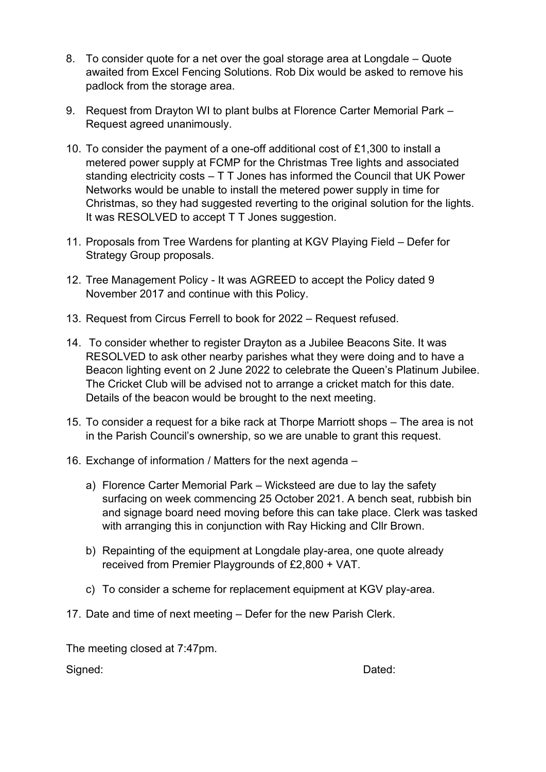8. To consider quote for a net over the goal storage area at Longdale – Quote awaited from Excel Fencing Solutions. Rob Dix would be asked to remove his padlock from the storage area.

9. Request from Drayton WI to plant bulbs at Florence Carter Memorial Park – Request agreed unanimously.

10. To consider the payment of a one-off additional cost of £1,300 to install a metered power supply at FCMP for the Christmas Tree lights and associated standing electricity costs – T T Jones has informed the Council that UK Power Networks would be unable to install the metered power supply in time for Christmas, so they had suggested reverting to the original solution for the lights. It was RESOLVED to accept T T Jones suggestion.

11. Proposals from Tree Wardens for planting at KGV Playing Field – Defer for Strategy Group proposals.

12. Tree Management Policy - It was AGREED to accept the Policy dated 9 November 2017 and continue with this Policy.

13. Request from Circus Ferrell to book for 2022 – Request refused.

14. To consider whether to register Drayton as a Jubilee Beacons Site. It was RESOLVED to ask other nearby parishes what they were doing and to have a Beacon lighting event on 2 June 2022 to celebrate the Queen's Platinum Jubilee. The Cricket Club will be advised not to arrange a cricket match for this date. Details of the beacon would be brought to the next meeting.

15. To consider a request for a bike rack at Thorpe Marriott shops – The area is not in the Parish Council's ownership, so we are unable to grant this request.

16. Exchange of information / Matters for the next agenda –

    a) Florence Carter Memorial Park – Wicksteed are due to lay the safety surfacing on week commencing 25 October 2021. A bench seat, rubbish bin and signage board need moving before this can take place. Clerk was tasked with arranging this in conjunction with Ray Hicking and Cllr Brown.

    b) Repainting of the equipment at Longdale play-area, one quote already received from Premier Playgrounds of £2,800 + VAT.

    c) To consider a scheme for replacement equipment at KGV play-area.

17. Date and time of next meeting – Defer for the new Parish Clerk.

The meeting closed at 7:47pm.

Signed: Dated: